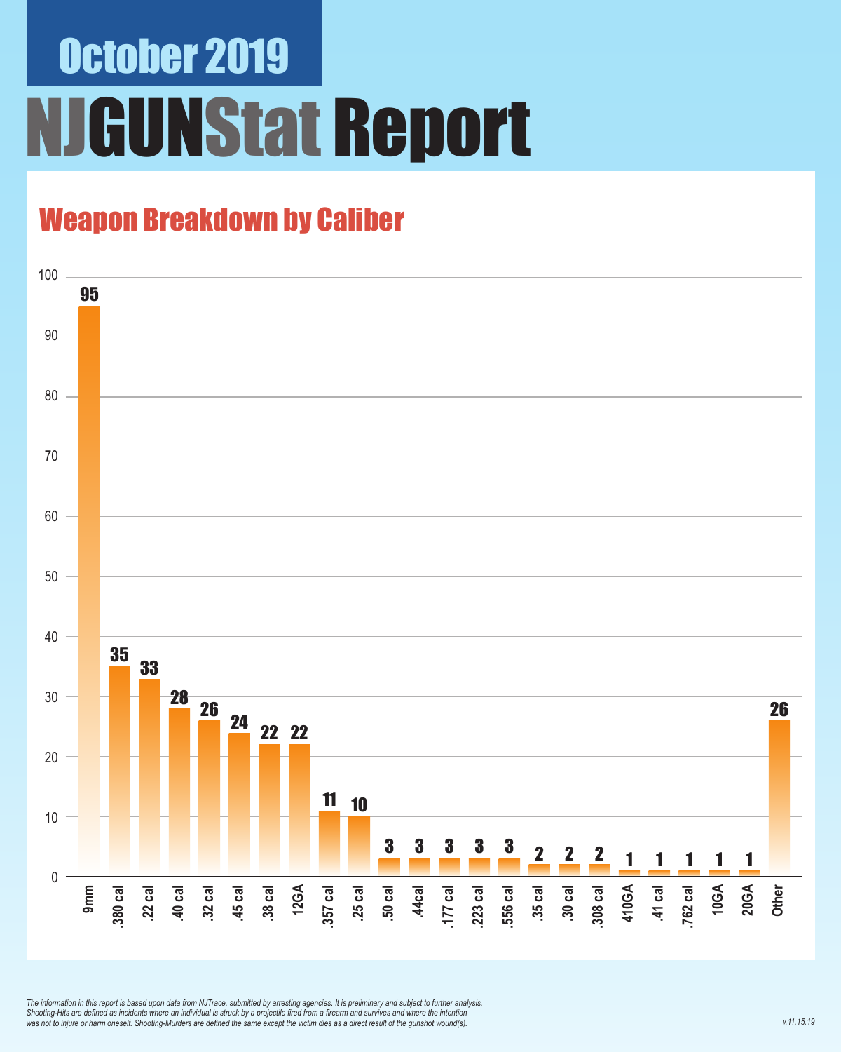# October 2019

# NJGUNStat Report

## Weapon Breakdown by Caliber

| Caliber | Count |
|---|---|
| 9mm | 95 |
| .380 cal | 35 |
| .22 cal | 33 |
| .40 cal | 28 |
| .32 cal | 26 |
| .45 cal | 24 |
| .38 cal | 22 |
| 12GA | 22 |
| .357 cal | 11 |
| .25 cal | 10 |
| .50 cal | 3 |
| .44cal | 3 |
| .177 cal | 3 |
| .223 cal | 3 |
| .556 cal | 3 |
| .35 cal | 2 |
| .30 cal | 2 |
| .308 cal | 2 |
| 410GA | 1 |
| .41 cal | 1 |
| .762 cal | 1 |
| 10GA | 1 |
| 20GA | 1 |
| Other | 26 |

*The information in this report is based upon data from NJTrace, submitted by arresting agencies. It is preliminary and subject to further analysis. Shooting-Hits are defined as incidents where an individual is struck by a projectile fired from a firearm and survives and where the intention was not to injure or harm oneself. Shooting-Murders are defined the same except the victim dies as a direct result of the gunshot wound(s).*

v.11.15.19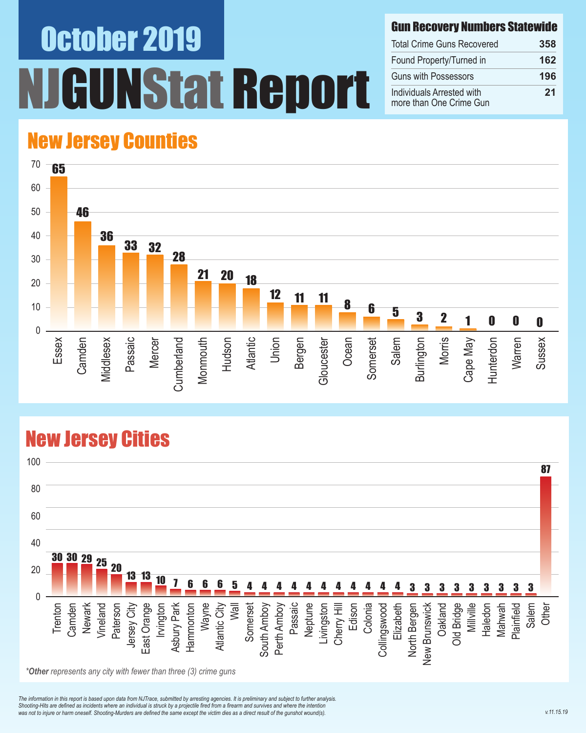# October 2019

# NJGUNStat Report

## Gun Recovery Numbers Statewide

| Gun Recovery Numbers Statewide | |
|---|---|
| Total Crime Guns Recovered | 358 |
| Found Property/Turned in | 162 |
| Guns with Possessors | 196 |
| Individuals Arrested with more than One Crime Gun | 21 |

## New Jersey Counties

| County | Crime Guns |
|---|---|
| Essex | 65 |
| Camden | 46 |
| Middlesex | 36 |
| Passaic | 33 |
| Mercer | 32 |
| Cumberland | 28 |
| Monmouth | 21 |
| Hudson | 20 |
| Atlantic | 18 |
| Union | 12 |
| Bergen | 11 |
| Gloucester | 11 |
| Ocean | 8 |
| Somerset | 6 |
| Salem | 5 |
| Burlington | 3 |
| Morris | 2 |
| Cape May | 1 |
| Hunterdon | 0 |
| Warren | 0 |
| Sussex | 0 |

## New Jersey Cities

| City | Crime Guns |
|---|---|
| Trenton | 30 |
| Camden | 30 |
| Newark | 29 |
| Vineland | 25 |
| Paterson | 20 |
| Jersey City | 13 |
| East Orange | 13 |
| Irvington | 10 |
| Asbury Park | 7 |
| Hammonton | 6 |
| Wayne | 6 |
| Atlantic City | 6 |
| Wall | 5 |
| Somerset | 4 |
| South Amboy | 4 |
| Perth Amboy | 4 |
| Passaic | 4 |
| Neptune | 4 |
| Livingston | 4 |
| Cherry Hill | 4 |
| Edison | 4 |
| Colonia | 4 |
| Collingswood | 4 |
| Elizabeth | 4 |
| North Bergen | 3 |
| New Brunswick | 3 |
| Oakland | 3 |
| Old Bridge | 3 |
| Millville | 3 |
| Haledon | 3 |
| Mahwah | 3 |
| Plainfield | 3 |
| Salem | 3 |
| Other | 87 |

*\*Other represents any city with fewer than three (3) crime guns*

*The information in this report is based upon data from NJTrace, submitted by arresting agencies. It is preliminary and subject to further analysis. Shooting-Hits are defined as incidents where an individual is struck by a projectile fired from a firearm and survives and where the intention was not to injure or harm oneself. Shooting-Murders are defined the same except the victim dies as a direct result of the gunshot wound(s).*

*v.11.15.19*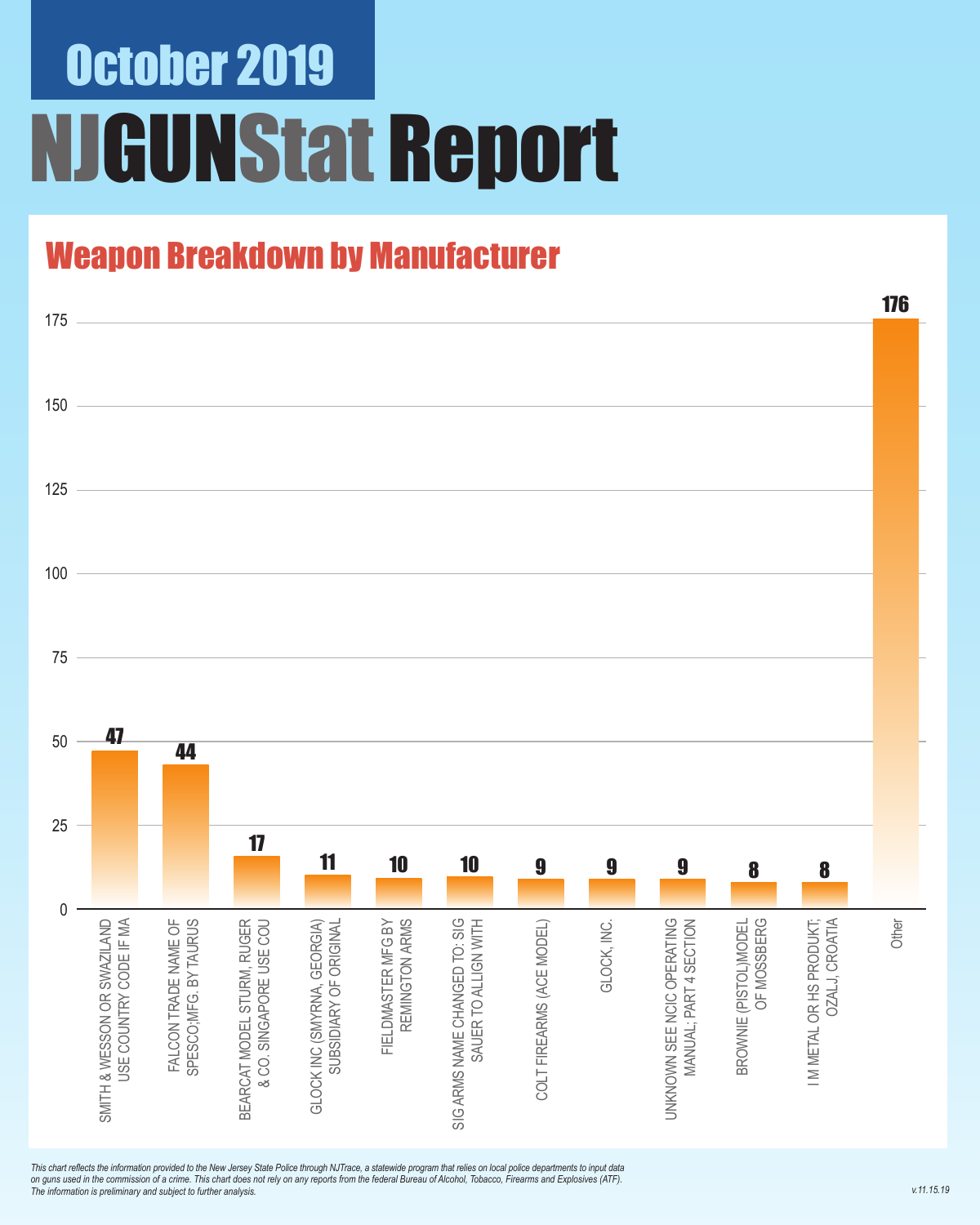# October 2019

# NJGUNStat Report

## Weapon Breakdown by Manufacturer

| Manufacturer | Count |
| --- | --- |
| SMITH & WESSON OR SWAZILAND USE COUNTRY CODE IF MA | 47 |
| FALCON TRADE NAME OF SPESCO;MFG. BY TAURUS | 44 |
| BEARCAT MODEL STURM, RUGER & CO. SINGAPORE USE COU | 17 |
| GLOCK INC (SMYRNA, GEORGIA) SUBSIDIARY OF ORIGINAL | 11 |
| FIELDMASTER MFG BY REMINGTON ARMS | 10 |
| SIG ARMS NAME CHANGED TO: SIG SAUER TO ALLIGN WITH | 10 |
| COLT FIREARMS (ACE MODEL) | 9 |
| GLOCK, INC. | 9 |
| UNKNOWN SEE NCIC OPERATING MANUAL; PART 4 SECTION | 9 |
| BROWNIE (PISTOL)MODEL OF MOSSBERG | 8 |
| I M METAL OR HS PRODUKT; OZALJ, CROATIA | 8 |
| Other | 176 |

*This chart reflects the information provided to the New Jersey State Police through NJTrace, a statewide program that relies on local police departments to input data on guns used in the commission of a crime. This chart does not rely on any reports from the federal Bureau of Alcohol, Tobacco, Firearms and Explosives (ATF). The information is preliminary and subject to further analysis.*

*v.11.15.19*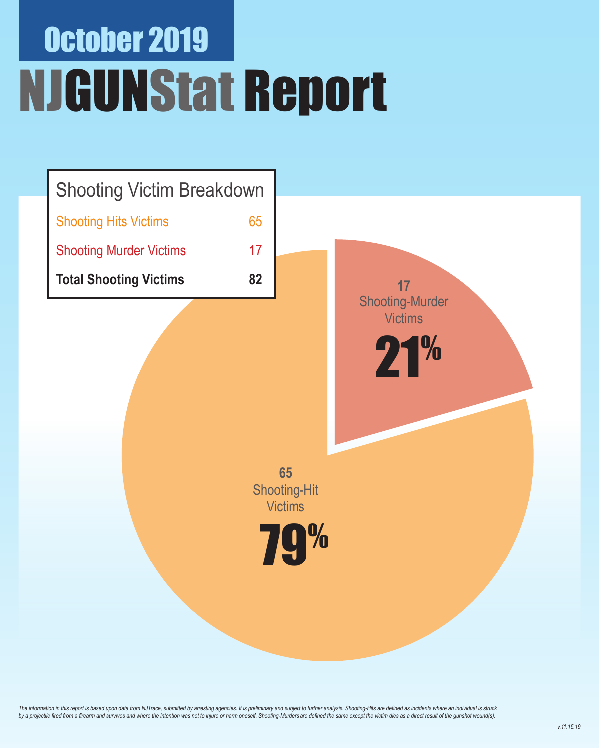# October 2019

# NJGUNStat Report

## Shooting Victim Breakdown

| | |
|---|---|
| Shooting Hits Victims | 65 |
| Shooting Murder Victims | 17 |
| **Total Shooting Victims** | **82** |

17
Shooting-Murder Victims
21%

65
Shooting-Hit Victims
79%

*The information in this report is based upon data from NJTrace, submitted by arresting agencies. It is preliminary and subject to further analysis. Shooting-Hits are defined as incidents where an individual is struck by a projectile fired from a firearm and survives and where the intention was not to injure or harm oneself. Shooting-Murders are defined the same except the victim dies as a direct result of the gunshot wound(s).*

*v.11.15.19*